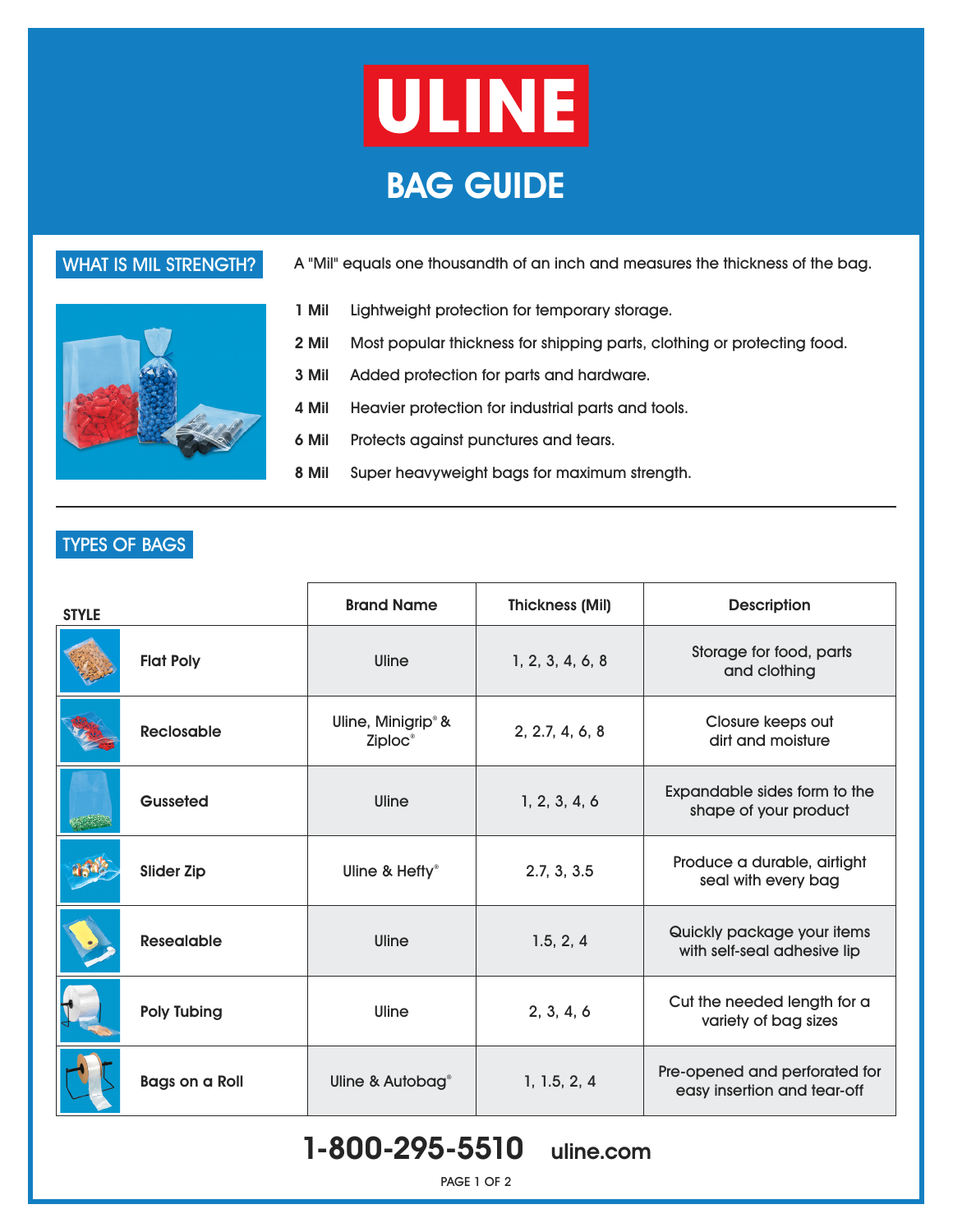# ULINE

# BAG GUIDE

## WHAT IS MIL STRENGTH?

A "Mil" equals one thousandth of an inch and measures the thickness of the bag.

- **1 Mil** Lightweight protection for temporary storage.
- **2 Mil** Most popular thickness for shipping parts, clothing or protecting food.
- **3 Mil** Added protection for parts and hardware.
- **4 Mil** Heavier protection for industrial parts and tools.
- **6 Mil** Protects against punctures and tears.
- **8 Mil** Super heavyweight bags for maximum strength.

## TYPES OF BAGS

| STYLE | Brand Name | Thickness (Mil) | Description |
|---|---|---|---|
| **Flat Poly** | Uline | 1, 2, 3, 4, 6, 8 | Storage for food, parts and clothing |
| **Reclosable** | Uline, Minigrip® & Ziploc® | 2, 2.7, 4, 6, 8 | Closure keeps out dirt and moisture |
| **Gusseted** | Uline | 1, 2, 3, 4, 6 | Expandable sides form to the shape of your product |
| **Slider Zip** | Uline & Hefty® | 2.7, 3, 3.5 | Produce a durable, airtight seal with every bag |
| **Resealable** | Uline | 1.5, 2, 4 | Quickly package your items with self-seal adhesive lip |
| **Poly Tubing** | Uline | 2, 3, 4, 6 | Cut the needed length for a variety of bag sizes |
| **Bags on a Roll** | Uline & Autobag® | 1, 1.5, 2, 4 | Pre-opened and perforated for easy insertion and tear-off |

**1-800-295-5510** uline.com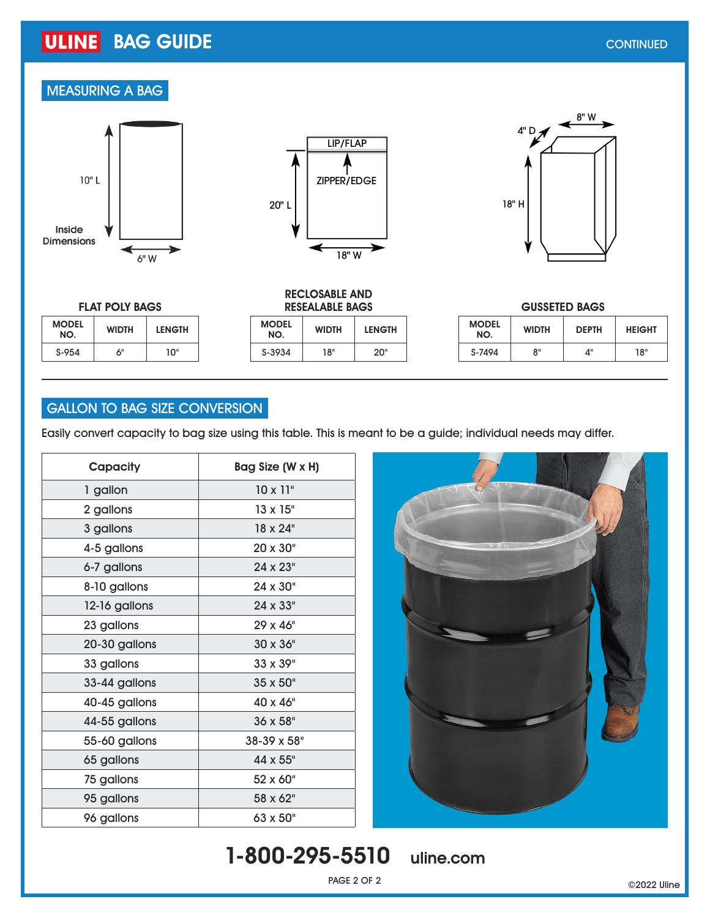# ULINE BAG GUIDE

CONTINUED

## MEASURING A BAG

10" L

Inside Dimensions

6" W

LIP/FLAP

ZIPPER/EDGE

20" L

18" W

8" W

4" D

18" H

### FLAT POLY BAGS

| MODEL NO. | WIDTH | LENGTH |
|---|---|---|
| S-954 | 6" | 10" |

### RECLOSABLE AND RESEALABLE BAGS

| MODEL NO. | WIDTH | LENGTH |
|---|---|---|
| S-3934 | 18" | 20" |

### GUSSETED BAGS

| MODEL NO. | WIDTH | DEPTH | HEIGHT |
|---|---|---|---|
| S-7494 | 8" | 4" | 18" |

## GALLON TO BAG SIZE CONVERSION

Easily convert capacity to bag size using this table. This is meant to be a guide; individual needs may differ.

| Capacity | Bag Size (W x H) |
|---|---|
| 1 gallon | 10 x 11" |
| 2 gallons | 13 x 15" |
| 3 gallons | 18 x 24" |
| 4-5 gallons | 20 x 30" |
| 6-7 gallons | 24 x 23" |
| 8-10 gallons | 24 x 30" |
| 12-16 gallons | 24 x 33" |
| 23 gallons | 29 x 46" |
| 20-30 gallons | 30 x 36" |
| 33 gallons | 33 x 39" |
| 33-44 gallons | 35 x 50" |
| 40-45 gallons | 40 x 46" |
| 44-55 gallons | 36 x 58" |
| 55-60 gallons | 38-39 x 58" |
| 65 gallons | 44 x 55" |
| 75 gallons | 52 x 60" |
| 95 gallons | 58 x 62" |
| 96 gallons | 63 x 50" |

**1-800-295-5510** **uline.com**

©2022 Uline